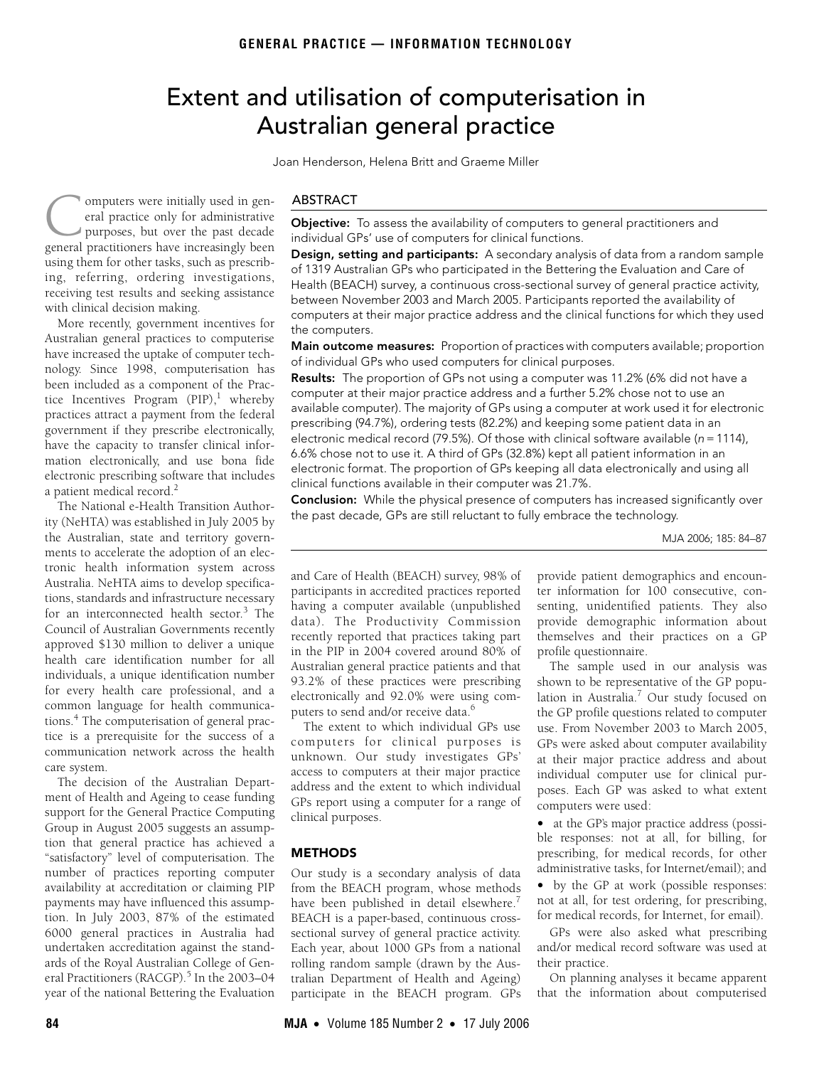# Extent and utilisation of computerisation in Australian general practice

Joan Henderson, Helena Britt and Graeme Miller

## ABSTRACT

**Objective:** To assess the availability of computers to general practitioners and individual GPs' use of computers for clinical functions.

**Design, setting and participants:** A secondary analysis of data from a random sample of 1319 Australian GPs who participated in the Bettering the Evaluation and Care of Health (BEACH) survey, a continuous cross-sectional survey of general practice activity, between November 2003 and March 2005. Participants reported the availability of computers at their major practice address and the clinical functions for which they used the computers.

**Main outcome measures:** Proportion of practices with computers available; proportion of individual GPs who used computers for clinical purposes.

**Results:** The proportion of GPs not using a computer was 11.2% (6% did not have a computer at their major practice address and a further 5.2% chose not to use an available computer). The majority of GPs using a computer at work used it for electronic prescribing (94.7%), ordering tests (82.2%) and keeping some patient data in an electronic medical record (79.5%). Of those with clinical software available ($n = 1114$), 6.6% chose not to use it. A third of GPs (32.8%) kept all patient information in an electronic format. The proportion of GPs keeping all data electronically and using all clinical functions available in their computer was 21.7%.

**Conclusion:** While the physical presence of computers has increased significantly over the past decade, GPs are still reluctant to fully embrace the technology.

MJA 2006; 185: 84–87

Computers were initially used in general practice only for administrative purposes, but over the past decade general practitioners have increasingly been using them for other tasks, such as prescribing, referring, ordering investigations, receiving test results and seeking assistance with clinical decision making.

More recently, government incentives for Australian general practices to computerise have increased the uptake of computer technology. Since 1998, computerisation has been included as a component of the Practice Incentives Program (PIP),[1] whereby practices attract a payment from the federal government if they prescribe electronically, have the capacity to transfer clinical information electronically, and use bona fide electronic prescribing software that includes a patient medical record.[2]

The National e-Health Transition Authority (NeHTA) was established in July 2005 by the Australian, state and territory governments to accelerate the adoption of an electronic health information system across Australia. NeHTA aims to develop specifications, standards and infrastructure necessary for an interconnected health sector.[3] The Council of Australian Governments recently approved $130 million to deliver a unique health care identification number for all individuals, a unique identification number for every health care professional, and a common language for health communications.[4] The computerisation of general practice is a prerequisite for the success of a communication network across the health care system.

The decision of the Australian Department of Health and Ageing to cease funding support for the General Practice Computing Group in August 2005 suggests an assumption that general practice has achieved a "satisfactory" level of computerisation. The number of practices reporting computer availability at accreditation or claiming PIP payments may have influenced this assumption. In July 2003, 87% of the estimated 6000 general practices in Australia had undertaken accreditation against the standards of the Royal Australian College of General Practitioners (RACGP).[5] In the 2003–04 year of the national Bettering the Evaluation and Care of Health (BEACH) survey, 98% of participants in accredited practices reported having a computer available (unpublished data). The Productivity Commission recently reported that practices taking part in the PIP in 2004 covered around 80% of Australian general practice patients and that 93.2% of these practices were prescribing electronically and 92.0% were using computers to send and/or receive data.[6]

The extent to which individual GPs use computers for clinical purposes is unknown. Our study investigates GPs' access to computers at their major practice address and the extent to which individual GPs report using a computer for a range of clinical purposes.

## METHODS

Our study is a secondary analysis of data from the BEACH program, whose methods have been published in detail elsewhere.[7] BEACH is a paper-based, continuous cross-sectional survey of general practice activity. Each year, about 1000 GPs from a national rolling random sample (drawn by the Australian Department of Health and Ageing) participate in the BEACH program. GPs provide patient demographics and encounter information for 100 consecutive, consenting, unidentified patients. They also provide demographic information about themselves and their practices on a GP profile questionnaire.

The sample used in our analysis was shown to be representative of the GP population in Australia.[7] Our study focused on the GP profile questions related to computer use. From November 2003 to March 2005, GPs were asked about computer availability at their major practice address and about individual computer use for clinical purposes. Each GP was asked to what extent computers were used:

- at the GP's major practice address (possible responses: not at all, for billing, for prescribing, for medical records, for other administrative tasks, for Internet/email); and
- by the GP at work (possible responses: not at all, for test ordering, for prescribing, for medical records, for Internet, for email).

GPs were also asked what prescribing and/or medical record software was used at their practice.

On planning analyses it became apparent that the information about computerised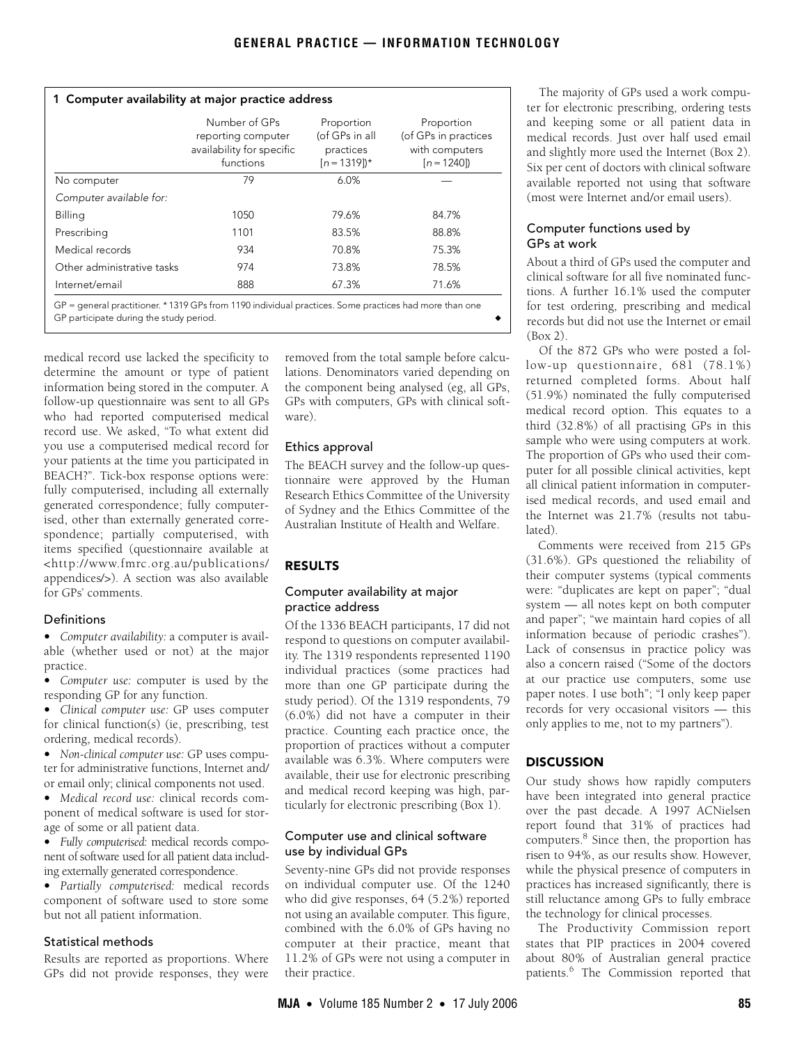**1 Computer availability at major practice address**

| | Number of GPs reporting computer availability for specific functions | Proportion (of GPs in all practices [n = 1319])* | Proportion (of GPs in practices with computers [n = 1240]) |
|---|---|---|---|
| No computer | 79 | 6.0% | — |
| *Computer available for:* | | | |
| Billing | 1050 | 79.6% | 84.7% |
| Prescribing | 1101 | 83.5% | 88.8% |
| Medical records | 934 | 70.8% | 75.3% |
| Other administrative tasks | 974 | 73.8% | 78.5% |
| Internet/email | 888 | 67.3% | 71.6% |

GP = general practitioner. * 1319 GPs from 1190 individual practices. Some practices had more than one GP participate during the study period. ◆

medical record use lacked the specificity to determine the amount or type of patient information being stored in the computer. A follow-up questionnaire was sent to all GPs who had reported computerised medical record use. We asked, "To what extent did you use a computerised medical record for your patients at the time you participated in BEACH?". Tick-box response options were: fully computerised, including all externally generated correspondence; fully computerised, other than externally generated correspondence; partially computerised, with items specified (questionnaire available at <http://www.fmrc.org.au/publications/appendices/>). A section was also available for GPs' comments.

### Definitions

- *Computer availability:* a computer is available (whether used or not) at the major practice.
- *Computer use:* computer is used by the responding GP for any function.
- *Clinical computer use:* GP uses computer for clinical function(s) (ie, prescribing, test ordering, medical records).
- *Non-clinical computer use:* GP uses computer for administrative functions, Internet and/or email only; clinical components not used.
- *Medical record use:* clinical records component of medical software is used for storage of some or all patient data.
- *Fully computerised:* medical records component of software used for all patient data including externally generated correspondence.
- *Partially computerised:* medical records component of software used to store some but not all patient information.

### Statistical methods

Results are reported as proportions. Where GPs did not provide responses, they were removed from the total sample before calculations. Denominators varied depending on the component being analysed (eg, all GPs, GPs with computers, GPs with clinical software).

### Ethics approval

The BEACH survey and the follow-up questionnaire were approved by the Human Research Ethics Committee of the University of Sydney and the Ethics Committee of the Australian Institute of Health and Welfare.

## RESULTS

### Computer availability at major practice address

Of the 1336 BEACH participants, 17 did not respond to questions on computer availability. The 1319 respondents represented 1190 individual practices (some practices had more than one GP participate during the study period). Of the 1319 respondents, 79 (6.0%) did not have a computer in their practice. Counting each practice once, the proportion of practices without a computer available was 6.3%. Where computers were available, their use for electronic prescribing and medical record keeping was high, particularly for electronic prescribing (Box 1).

### Computer use and clinical software use by individual GPs

Seventy-nine GPs did not provide responses on individual computer use. Of the 1240 who did give responses, 64 (5.2%) reported not using an available computer. This figure, combined with the 6.0% of GPs having no computer at their practice, meant that 11.2% of GPs were not using a computer in their practice.

The majority of GPs used a work computer for electronic prescribing, ordering tests and keeping some or all patient data in medical records. Just over half used email and slightly more used the Internet (Box 2). Six per cent of doctors with clinical software available reported not using that software (most were Internet and/or email users).

### Computer functions used by GPs at work

About a third of GPs used the computer and clinical software for all five nominated functions. A further 16.1% used the computer for test ordering, prescribing and medical records but did not use the Internet or email (Box 2).

Of the 872 GPs who were posted a follow-up questionnaire, 681 (78.1%) returned completed forms. About half (51.9%) nominated the fully computerised medical record option. This equates to a third (32.8%) of all practising GPs in this sample who were using computers at work. The proportion of GPs who used their computer for all possible clinical activities, kept all clinical patient information in computerised medical records, and used email and the Internet was 21.7% (results not tabulated).

Comments were received from 215 GPs (31.6%). GPs questioned the reliability of their computer systems (typical comments were: "duplicates are kept on paper"; "dual system — all notes kept on both computer and paper"; "we maintain hard copies of all information because of periodic crashes"). Lack of consensus in practice policy was also a concern raised ("Some of the doctors at our practice use computers, some use paper notes. I use both"; "I only keep paper records for very occasional visitors — this only applies to me, not to my partners").

## DISCUSSION

Our study shows how rapidly computers have been integrated into general practice over the past decade. A 1997 ACNielsen report found that 31% of practices had computers.[8] Since then, the proportion has risen to 94%, as our results show. However, while the physical presence of computers in practices has increased significantly, there is still reluctance among GPs to fully embrace the technology for clinical processes.

The Productivity Commission report states that PIP practices in 2004 covered about 80% of Australian general practice patients.[6] The Commission reported that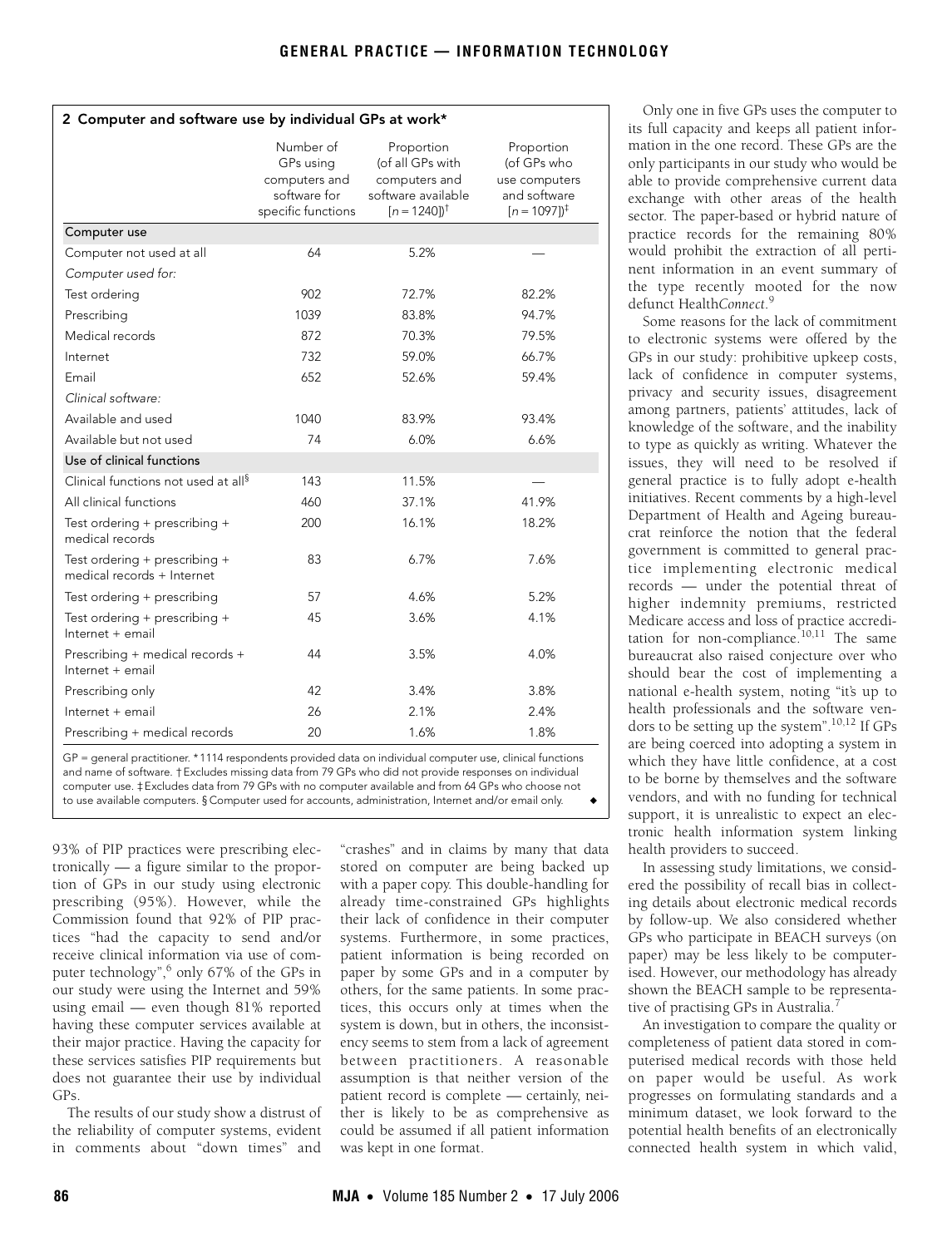**2 Computer and software use by individual GPs at work***

| | Number of GPs using computers and software for specific functions | Proportion (of all GPs with computers and software available [n = 1240])† | Proportion (of GPs who use computers and software [n = 1097])‡ |
|---|---|---|---|
| **Computer use** | | | |
| Computer not used at all | 64 | 5.2% | — |
| *Computer used for:* | | | |
| Test ordering | 902 | 72.7% | 82.2% |
| Prescribing | 1039 | 83.8% | 94.7% |
| Medical records | 872 | 70.3% | 79.5% |
| Internet | 732 | 59.0% | 66.7% |
| Email | 652 | 52.6% | 59.4% |
| *Clinical software:* | | | |
| Available and used | 1040 | 83.9% | 93.4% |
| Available but not used | 74 | 6.0% | 6.6% |
| **Use of clinical functions** | | | |
| Clinical functions not used at all§ | 143 | 11.5% | — |
| All clinical functions | 460 | 37.1% | 41.9% |
| Test ordering + prescribing + medical records | 200 | 16.1% | 18.2% |
| Test ordering + prescribing + medical records + Internet | 83 | 6.7% | 7.6% |
| Test ordering + prescribing | 57 | 4.6% | 5.2% |
| Test ordering + prescribing + Internet + email | 45 | 3.6% | 4.1% |
| Prescribing + medical records + Internet + email | 44 | 3.5% | 4.0% |
| Prescribing only | 42 | 3.4% | 3.8% |
| Internet + email | 26 | 2.1% | 2.4% |
| Prescribing + medical records | 20 | 1.6% | 1.8% |

GP = general practitioner. * 1114 respondents provided data on individual computer use, clinical functions and name of software. † Excludes missing data from 79 GPs who did not provide responses on individual computer use. ‡ Excludes data from 79 GPs with no computer available and from 64 GPs who choose not to use available computers. § Computer used for accounts, administration, Internet and/or email only. ◆

93% of PIP practices were prescribing electronically — a figure similar to the proportion of GPs in our study using electronic prescribing (95%). However, while the Commission found that 92% of PIP practices "had the capacity to send and/or receive clinical information via use of computer technology",[6] only 67% of the GPs in our study were using the Internet and 59% using email — even though 81% reported having these computer services available at their major practice. Having the capacity for these services satisfies PIP requirements but does not guarantee their use by individual GPs.

The results of our study show a distrust of the reliability of computer systems, evident in comments about "down times" and "crashes" and in claims by many that data stored on computer are being backed up with a paper copy. This double-handling for already time-constrained GPs highlights their lack of confidence in their computer systems. Furthermore, in some practices, patient information is being recorded on paper by some GPs and in a computer by others, for the same patients. In some practices, this occurs only at times when the system is down, but in others, the inconsistency seems to stem from a lack of agreement between practitioners. A reasonable assumption is that neither version of the patient record is complete — certainly, neither is likely to be as comprehensive as could be assumed if all patient information was kept in one format.

Only one in five GPs uses the computer to its full capacity and keeps all patient information in the one record. These GPs are the only participants in our study who would be able to provide comprehensive current data exchange with other areas of the health sector. The paper-based or hybrid nature of practice records for the remaining 80% would prohibit the extraction of all pertinent information in an event summary of the type recently mooted for the now defunct Health*Connect*.[9]

Some reasons for the lack of commitment to electronic systems were offered by the GPs in our study: prohibitive upkeep costs, lack of confidence in computer systems, privacy and security issues, disagreement among partners, patients' attitudes, lack of knowledge of the software, and the inability to type as quickly as writing. Whatever the issues, they will need to be resolved if general practice is to fully adopt e-health initiatives. Recent comments by a high-level Department of Health and Ageing bureaucrat reinforce the notion that the federal government is committed to general practice implementing electronic medical records — under the potential threat of higher indemnity premiums, restricted Medicare access and loss of practice accreditation for non-compliance.[10,11] The same bureaucrat also raised conjecture over who should bear the cost of implementing a national e-health system, noting "it's up to health professionals and the software vendors to be setting up the system".[10,12] If GPs are being coerced into adopting a system in which they have little confidence, at a cost to be borne by themselves and the software vendors, and with no funding for technical support, it is unrealistic to expect an electronic health information system linking health providers to succeed.

In assessing study limitations, we considered the possibility of recall bias in collecting details about electronic medical records by follow-up. We also considered whether GPs who participate in BEACH surveys (on paper) may be less likely to be computerised. However, our methodology has already shown the BEACH sample to be representative of practising GPs in Australia.[7]

An investigation to compare the quality or completeness of patient data stored in computerised medical records with those held on paper would be useful. As work progresses on formulating standards and a minimum dataset, we look forward to the potential health benefits of an electronically connected health system in which valid,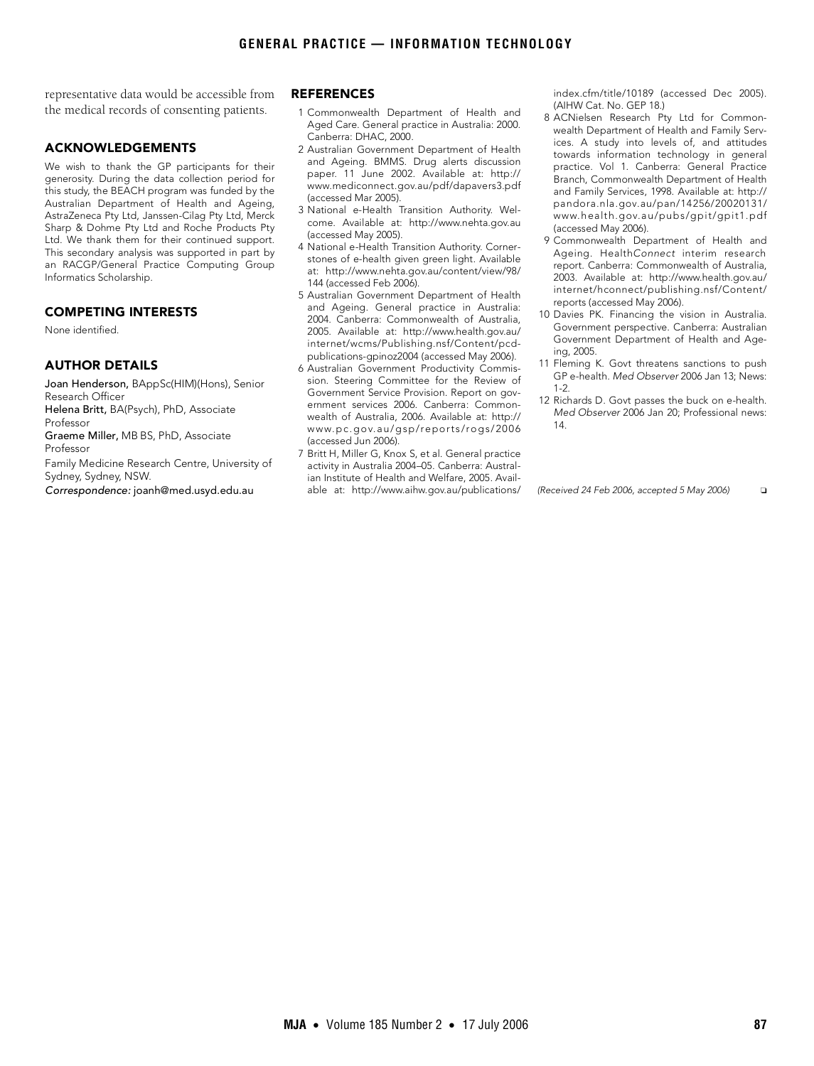representative data would be accessible from the medical records of consenting patients.

## ACKNOWLEDGEMENTS

We wish to thank the GP participants for their generosity. During the data collection period for this study, the BEACH program was funded by the Australian Department of Health and Ageing, AstraZeneca Pty Ltd, Janssen-Cilag Pty Ltd, Merck Sharp & Dohme Pty Ltd and Roche Products Pty Ltd. We thank them for their continued support. This secondary analysis was supported in part by an RACGP/General Practice Computing Group Informatics Scholarship.

## COMPETING INTERESTS

None identified.

## AUTHOR DETAILS

**Joan Henderson,** BAppSc(HIM)(Hons), Senior Research Officer
**Helena Britt,** BA(Psych), PhD, Associate Professor
**Graeme Miller,** MB BS, PhD, Associate Professor
Family Medicine Research Centre, University of Sydney, Sydney, NSW.
*Correspondence:* joanh@med.usyd.edu.au

## REFERENCES

1 Commonwealth Department of Health and Aged Care. General practice in Australia: 2000. Canberra: DHAC, 2000.
2 Australian Government Department of Health and Ageing. BMMS. Drug alerts discussion paper. 11 June 2002. Available at: http://www.mediconnect.gov.au/pdf/dapavers3.pdf (accessed Mar 2005).
3 National e-Health Transition Authority. Welcome. Available at: http://www.nehta.gov.au (accessed May 2005).
4 National e-Health Transition Authority. Cornerstones of e-health given green light. Available at: http://www.nehta.gov.au/content/view/98/144 (accessed Feb 2006).
5 Australian Government Department of Health and Ageing. General practice in Australia: 2004. Canberra: Commonwealth of Australia, 2005. Available at: http://www.health.gov.au/internet/wcms/Publishing.nsf/Content/pcd-publications-gpinoz2004 (accessed May 2006).
6 Australian Government Productivity Commission. Steering Committee for the Review of Government Service Provision. Report on government services 2006. Canberra: Commonwealth of Australia, 2006. Available at: http://www.pc.gov.au/gsp/reports/rogs/2006 (accessed Jun 2006).
7 Britt H, Miller G, Knox S, et al. General practice activity in Australia 2004–05. Canberra: Australian Institute of Health and Welfare, 2005. Available at: http://www.aihw.gov.au/publications/index.cfm/title/10189 (accessed Dec 2005). (AIHW Cat. No. GEP 18.)
8 ACNielsen Research Pty Ltd for Commonwealth Department of Health and Family Services. A study into levels of, and attitudes towards information technology in general practice. Vol 1. Canberra: General Practice Branch, Commonwealth Department of Health and Family Services, 1998. Available at: http://pandora.nla.gov.au/pan/14256/20020131/www.health.gov.au/pubs/gpit/gpit1.pdf (accessed May 2006).
9 Commonwealth Department of Health and Ageing. Health*Connect* interim research report. Canberra: Commonwealth of Australia, 2003. Available at: http://www.health.gov.au/internet/hconnect/publishing.nsf/Content/reports (accessed May 2006).
10 Davies PK. Financing the vision in Australia. Government perspective. Canberra: Australian Government Department of Health and Ageing, 2005.
11 Fleming K. Govt threatens sanctions to push GP e-health. *Med Observer* 2006 Jan 13; News: 1-2.
12 Richards D. Govt passes the buck on e-health. *Med Observer* 2006 Jan 20; Professional news: 14.

*(Received 24 Feb 2006, accepted 5 May 2006)*